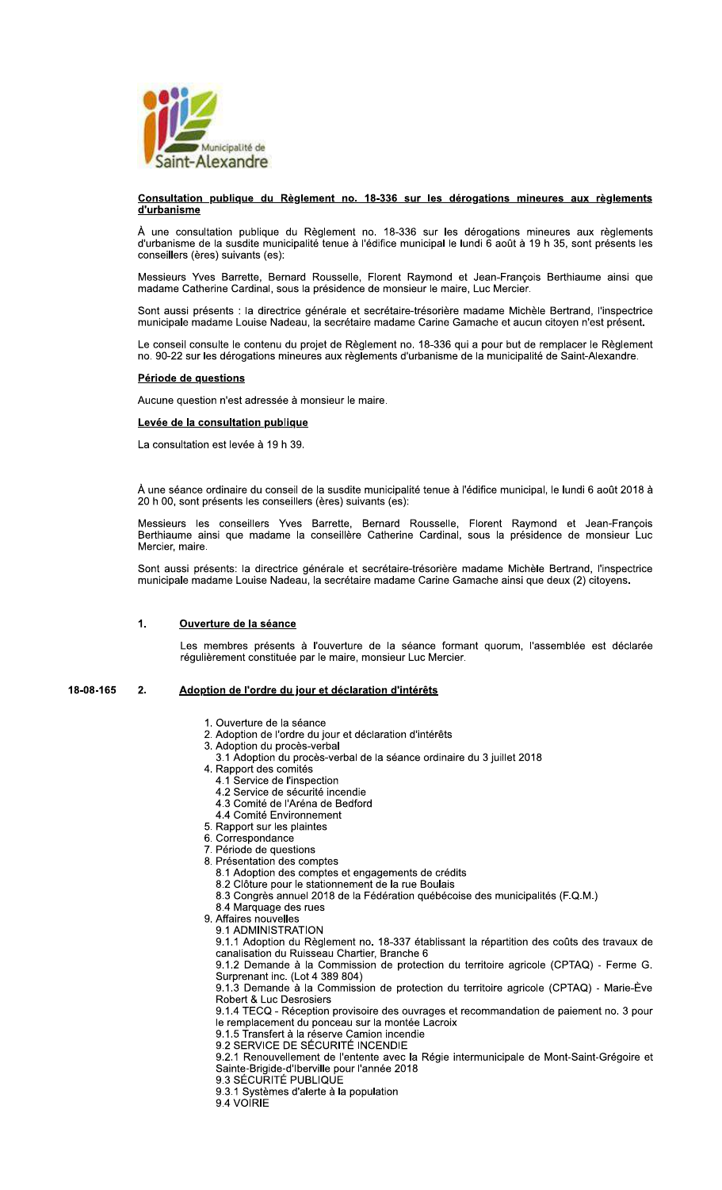Municipalité de Saint-Alexandre

**Consultation publique du Règlement no. 18-336 sur les dérogations mineures aux règlements d'urbanisme**

À une consultation publique du Règlement no. 18-336 sur les dérogations mineures aux règlements d'urbanisme de la susdite municipalité tenue à l'édifice municipal le lundi 6 août à 19 h 35, sont présents les conseillers (ères) suivants (es):

Messieurs Yves Barrette, Bernard Rousselle, Florent Raymond et Jean-François Berthiaume ainsi que madame Catherine Cardinal, sous la présidence de monsieur le maire, Luc Mercier.

Sont aussi présents : la directrice générale et secrétaire-trésorière madame Michèle Bertrand, l'inspectrice municipale madame Louise Nadeau, la secrétaire madame Carine Gamache et aucun citoyen n'est présent.

Le conseil consulte le contenu du projet de Règlement no. 18-336 qui a pour but de remplacer le Règlement no. 90-22 sur les dérogations mineures aux règlements d'urbanisme de la municipalité de Saint-Alexandre.

**Période de questions**

Aucune question n'est adressée à monsieur le maire.

**Levée de la consultation publique**

La consultation est levée à 19 h 39.

À une séance ordinaire du conseil de la susdite municipalité tenue à l'édifice municipal, le lundi 6 août 2018 à 20 h 00, sont présents les conseillers (ères) suivants (es):

Messieurs les conseillers Yves Barrette, Bernard Rousselle, Florent Raymond et Jean-François Berthiaume ainsi que madame la conseillère Catherine Cardinal, sous la présidence de monsieur Luc Mercier, maire.

Sont aussi présents: la directrice générale et secrétaire-trésorière madame Michèle Bertrand, l'inspectrice municipale madame Louise Nadeau, la secrétaire madame Carine Gamache ainsi que deux (2) citoyens.

**1. Ouverture de la séance**

Les membres présents à l'ouverture de la séance formant quorum, l'assemblée est déclarée régulièrement constituée par le maire, monsieur Luc Mercier.

18-08-165 **2. Adoption de l'ordre du jour et déclaration d'intérêts**

1. Ouverture de la séance
2. Adoption de l'ordre du jour et déclaration d'intérêts
3. Adoption du procès-verbal
   3.1 Adoption du procès-verbal de la séance ordinaire du 3 juillet 2018
4. Rapport des comités
   4.1 Service de l'inspection
   4.2 Service de sécurité incendie
   4.3 Comité de l'Aréna de Bedford
   4.4 Comité Environnement
5. Rapport sur les plaintes
6. Correspondance
7. Période de questions
8. Présentation des comptes
   8.1 Adoption des comptes et engagements de crédits
   8.2 Clôture pour le stationnement de la rue Boulais
   8.3 Congrès annuel 2018 de la Fédération québécoise des municipalités (F.Q.M.)
   8.4 Marquage des rues
9. Affaires nouvelles
   9.1 ADMINISTRATION
   9.1.1 Adoption du Règlement no. 18-337 établissant la répartition des coûts des travaux de canalisation du Ruisseau Chartier, Branche 6
   9.1.2 Demande à la Commission de protection du territoire agricole (CPTAQ) - Ferme G. Surprenant inc. (Lot 4 389 804)
   9.1.3 Demande à la Commission de protection du territoire agricole (CPTAQ) - Marie-Ève Robert & Luc Desrosiers
   9.1.4 TECQ - Réception provisoire des ouvrages et recommandation de paiement no. 3 pour le remplacement du ponceau sur la montée Lacroix
   9.1.5 Transfert à la réserve Camion incendie
   9.2 SERVICE DE SÉCURITÉ INCENDIE
   9.2.1 Renouvellement de l'entente avec la Régie intermunicipale de Mont-Saint-Grégoire et Sainte-Brigide-d'Iberville pour l'année 2018
   9.3 SÉCURITÉ PUBLIQUE
   9.3.1 Systèmes d'alerte à la population
   9.4 VOIRIE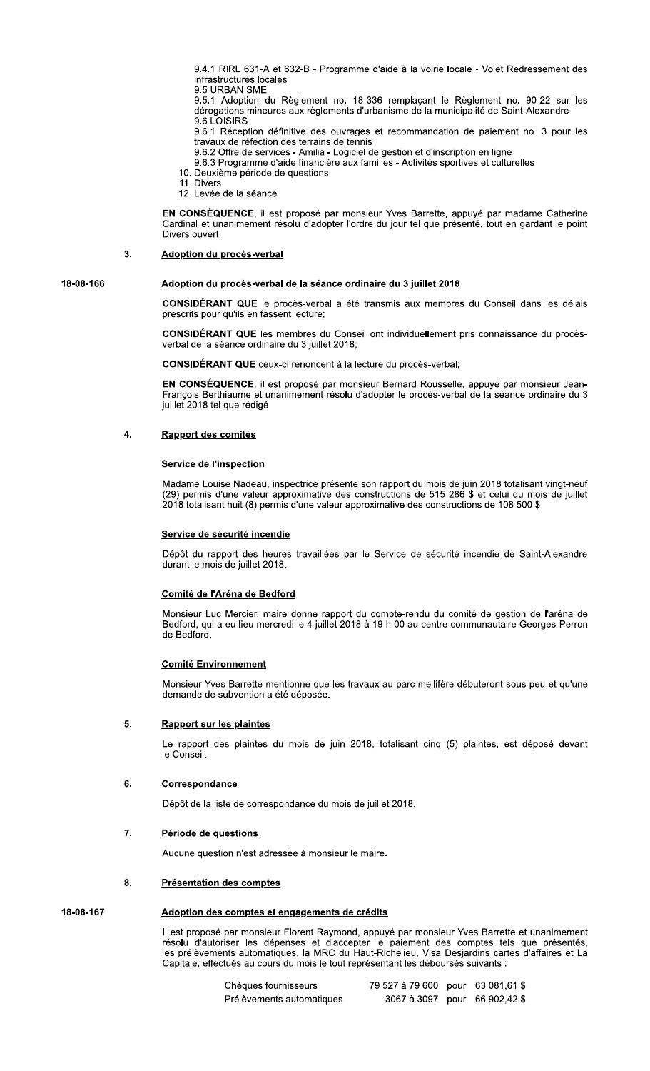9.4.1 RIRL 631-A et 632-B - Programme d'aide à la voirie locale - Volet Redressement des infrastructures locales

9.5 URBANISME

9.5.1 Adoption du Règlement no. 18-336 remplaçant le Règlement no. 90-22 sur les dérogations mineures aux règlements d'urbanisme de la municipalité de Saint-Alexandre

9.6 LOISIRS

9.6.1 Réception définitive des ouvrages et recommandation de paiement no. 3 pour les travaux de réfection des terrains de tennis

9.6.2 Offre de services - Amilia - Logiciel de gestion et d'inscription en ligne

9.6.3 Programme d'aide financière aux familles - Activités sportives et culturelles

10. Deuxième période de questions
11. Divers
12. Levée de la séance

**EN CONSÉQUENCE**, il est proposé par monsieur Yves Barrette, appuyé par madame Catherine Cardinal et unanimement résolu d'adopter l'ordre du jour tel que présenté, tout en gardant le point Divers ouvert.

## 3. Adoption du procès-verbal

**18-08-166**

### Adoption du procès-verbal de la séance ordinaire du 3 juillet 2018

**CONSIDÉRANT QUE** le procès-verbal a été transmis aux membres du Conseil dans les délais prescrits pour qu'ils en fassent lecture;

**CONSIDÉRANT QUE** les membres du Conseil ont individuellement pris connaissance du procès-verbal de la séance ordinaire du 3 juillet 2018;

**CONSIDÉRANT QUE** ceux-ci renoncent à la lecture du procès-verbal;

**EN CONSÉQUENCE**, il est proposé par monsieur Bernard Rousselle, appuyé par monsieur Jean-François Berthiaume et unanimement résolu d'adopter le procès-verbal de la séance ordinaire du 3 juillet 2018 tel que rédigé

## 4. Rapport des comités

### Service de l'inspection

Madame Louise Nadeau, inspectrice présente son rapport du mois de juin 2018 totalisant vingt-neuf (29) permis d'une valeur approximative des constructions de 515 286 $ et celui du mois de juillet 2018 totalisant huit (8) permis d'une valeur approximative des constructions de 108 500 $.

### Service de sécurité incendie

Dépôt du rapport des heures travaillées par le Service de sécurité incendie de Saint-Alexandre durant le mois de juillet 2018.

### Comité de l'Aréna de Bedford

Monsieur Luc Mercier, maire donne rapport du compte-rendu du comité de gestion de l'aréna de Bedford, qui a eu lieu mercredi le 4 juillet 2018 à 19 h 00 au centre communautaire Georges-Perron de Bedford.

### Comité Environnement

Monsieur Yves Barrette mentionne que les travaux au parc mellifère débuteront sous peu et qu'une demande de subvention a été déposée.

## 5. Rapport sur les plaintes

Le rapport des plaintes du mois de juin 2018, totalisant cinq (5) plaintes, est déposé devant le Conseil.

## 6. Correspondance

Dépôt de la liste de correspondance du mois de juillet 2018.

## 7. Période de questions

Aucune question n'est adressée à monsieur le maire.

## 8. Présentation des comptes

**18-08-167**

### Adoption des comptes et engagements de crédits

Il est proposé par monsieur Florent Raymond, appuyé par monsieur Yves Barrette et unanimement résolu d'autoriser les dépenses et d'accepter le paiement des comptes tels que présentés, les prélèvements automatiques, la MRC du Haut-Richelieu, Visa Desjardins cartes d'affaires et La Capitale, effectués au cours du mois le tout représentant les déboursés suivants :

| | | | |
|---|---|---|---|
| Chèques fournisseurs | 79 527 à 79 600 | pour | 63 081,61 $ |
| Prélèvements automatiques | 3067 à 3097 | pour | 66 902,42 $ |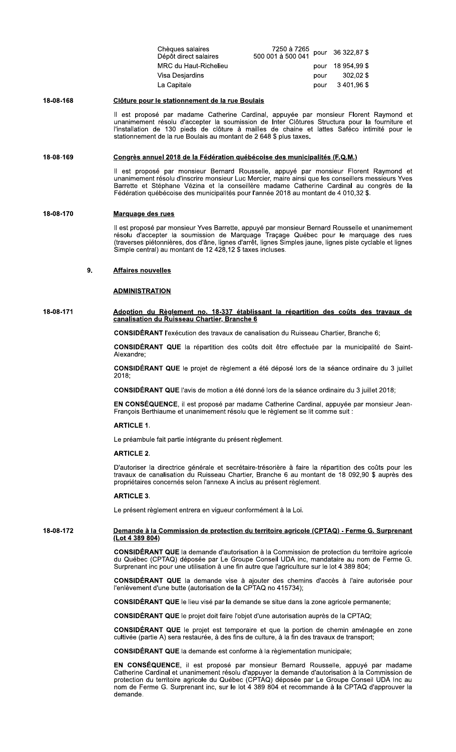| | | | |
|---|---|---|---|
| Chèques salaires<br>Dépôt direct salaires | 7250 à 7265<br>500 001 à 500 041 | pour | 36 322,87 $ |
| MRC du Haut-Richelieu | | pour | 18 954,99 $ |
| Visa Desjardins | | pour | 302,02 $ |
| La Capitale | | pour | 3 401,96 $ |

**18-08-168** **Clôture pour le stationnement de la rue Boulais**

Il est proposé par madame Catherine Cardinal, appuyée par monsieur Florent Raymond et unanimement résolu d'accepter la soumission de Inter Clôtures Structura pour la fourniture et l'installation de 130 pieds de clôture à mailles de chaine et lattes Saféco intimité pour le stationnement de la rue Boulais au montant de 2 648 $ plus taxes.

**18-08-169** **Congrès annuel 2018 de la Fédération québécoise des municipalités (F.Q.M.)**

Il est proposé par monsieur Bernard Rousselle, appuyé par monsieur Florent Raymond et unanimement résolu d'inscrire monsieur Luc Mercier, maire ainsi que les conseillers messieurs Yves Barrette et Stéphane Vézina et la conseillère madame Catherine Cardinal au congrès de la Fédération québécoise des municipalités pour l'année 2018 au montant de 4 010,32 $.

**18-08-170** **Marquage des rues**

Il est proposé par monsieur Yves Barrette, appuyé par monsieur Bernard Rousselle et unanimement résolu d'accepter la soumission de Marquage Traçage Québec pour le marquage des rues (traverses piétonnières, dos d'âne, lignes d'arrêt, lignes Simples jaune, lignes piste cyclable et lignes Simple central) au montant de 12 428,12 $ taxes incluses.

## 9. Affaires nouvelles

### ADMINISTRATION

**18-08-171** **Adoption du Règlement no. 18-337 établissant la répartition des coûts des travaux de canalisation du Ruisseau Chartier, Branche 6**

**CONSIDÉRANT** l'exécution des travaux de canalisation du Ruisseau Chartier, Branche 6;

**CONSIDÉRANT QUE** la répartition des coûts doit être effectuée par la municipalité de Saint-Alexandre;

**CONSIDÉRANT QUE** le projet de règlement a été déposé lors de la séance ordinaire du 3 juillet 2018;

**CONSIDÉRANT QUE** l'avis de motion a été donné lors de la séance ordinaire du 3 juillet 2018;

**EN CONSÉQUENCE**, il est proposé par madame Catherine Cardinal, appuyée par monsieur Jean-François Berthiaume et unanimement résolu que le règlement se lit comme suit :

**ARTICLE 1.**

Le préambule fait partie intégrante du présent règlement.

**ARTICLE 2.**

D'autoriser la directrice générale et secrétaire-trésorière à faire la répartition des coûts pour les travaux de canalisation du Ruisseau Chartier, Branche 6 au montant de 18 092,90 $ auprès des propriétaires concernés selon l'annexe A inclus au présent règlement.

**ARTICLE 3.**

Le présent règlement entrera en vigueur conformément à la Loi.

**18-08-172** **Demande à la Commission de protection du territoire agricole (CPTAQ) - Ferme G. Surprenant (Lot 4 389 804)**

**CONSIDÉRANT QUE** la demande d'autorisation à la Commission de protection du territoire agricole du Québec (CPTAQ) déposée par Le Groupe Conseil UDA inc, mandataire au nom de Ferme G. Surprenant inc pour une utilisation à une fin autre que l'agriculture sur le lot 4 389 804;

**CONSIDÉRANT QUE** la demande vise à ajouter des chemins d'accès à l'aire autorisée pour l'enlèvement d'une butte (autorisation de la CPTAQ no 415734);

**CONSIDÉRANT QUE** le lieu visé par la demande se situe dans la zone agricole permanente;

**CONSIDÉRANT QUE** le projet doit faire l'objet d'une autorisation auprès de la CPTAQ;

**CONSIDÉRANT QUE** le projet est temporaire et que la portion de chemin aménagée en zone cultivée (partie A) sera restaurée, à des fins de culture, à la fin des travaux de transport;

**CONSIDÉRANT QUE** la demande est conforme à la règlementation municipale;

**EN CONSÉQUENCE**, il est proposé par monsieur Bernard Rousselle, appuyé par madame Catherine Cardinal et unanimement résolu d'appuyer la demande d'autorisation à la Commission de protection du territoire agricole du Québec (CPTAQ) déposée par Le Groupe Conseil UDA Inc au nom de Ferme G. Surprenant inc, sur le lot 4 389 804 et recommande à la CPTAQ d'approuver la demande.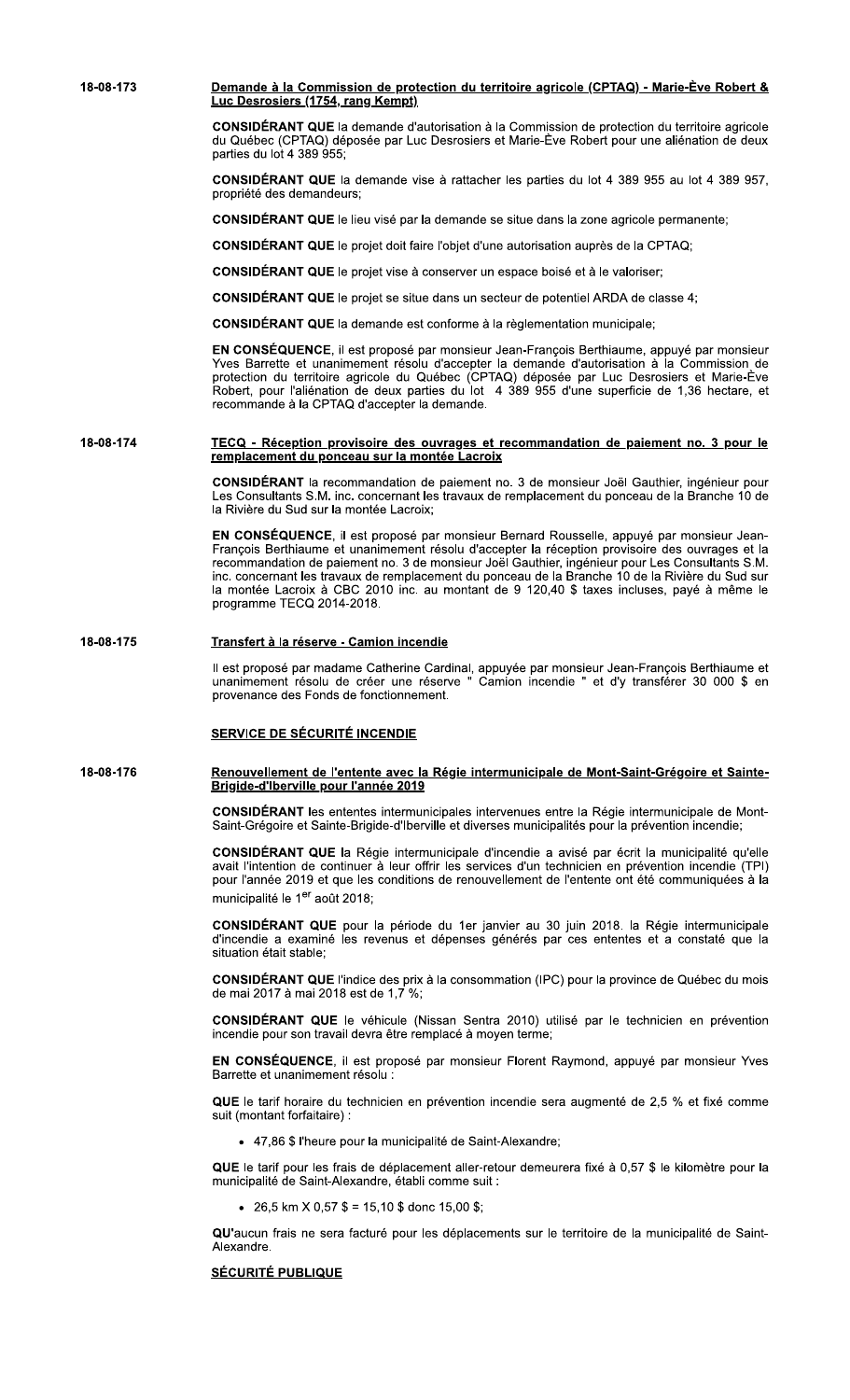**18-08-173** **Demande à la Commission de protection du territoire agricole (CPTAQ) - Marie-Ève Robert & Luc Desrosiers (1754, rang Kempt)**

**CONSIDÉRANT QUE** la demande d'autorisation à la Commission de protection du territoire agricole du Québec (CPTAQ) déposée par Luc Desrosiers et Marie-Ève Robert pour une aliénation de deux parties du lot 4 389 955;

**CONSIDÉRANT QUE** la demande vise à rattacher les parties du lot 4 389 955 au lot 4 389 957, propriété des demandeurs;

**CONSIDÉRANT QUE** le lieu visé par la demande se situe dans la zone agricole permanente;

**CONSIDÉRANT QUE** le projet doit faire l'objet d'une autorisation auprès de la CPTAQ;

**CONSIDÉRANT QUE** le projet vise à conserver un espace boisé et à le valoriser;

**CONSIDÉRANT QUE** le projet se situe dans un secteur de potentiel ARDA de classe 4;

**CONSIDÉRANT QUE** la demande est conforme à la règlementation municipale;

**EN CONSÉQUENCE**, il est proposé par monsieur Jean-François Berthiaume, appuyé par monsieur Yves Barrette et unanimement résolu d'accepter la demande d'autorisation à la Commission de protection du territoire agricole du Québec (CPTAQ) déposée par Luc Desrosiers et Marie-Ève Robert, pour l'aliénation de deux parties du lot 4 389 955 d'une superficie de 1,36 hectare, et recommande à la CPTAQ d'accepter la demande.

**18-08-174** **TECQ - Réception provisoire des ouvrages et recommandation de paiement no. 3 pour le remplacement du ponceau sur la montée Lacroix**

**CONSIDÉRANT** la recommandation de paiement no. 3 de monsieur Joël Gauthier, ingénieur pour Les Consultants S.M. inc. concernant les travaux de remplacement du ponceau de la Branche 10 de la Rivière du Sud sur la montée Lacroix;

**EN CONSÉQUENCE**, il est proposé par monsieur Bernard Rousselle, appuyé par monsieur Jean-François Berthiaume et unanimement résolu d'accepter la réception provisoire des ouvrages et la recommandation de paiement no. 3 de monsieur Joël Gauthier, ingénieur pour Les Consultants S.M. inc. concernant les travaux de remplacement du ponceau de la Branche 10 de la Rivière du Sud sur la montée Lacroix à CBC 2010 inc. au montant de 9 120,40 $ taxes incluses, payé à même le programme TECQ 2014-2018.

**18-08-175** **Transfert à la réserve - Camion incendie**

Il est proposé par madame Catherine Cardinal, appuyée par monsieur Jean-François Berthiaume et unanimement résolu de créer une réserve " Camion incendie " et d'y transférer 30 000 $ en provenance des Fonds de fonctionnement.

## SERVICE DE SÉCURITÉ INCENDIE

**18-08-176** **Renouvellement de l'entente avec la Régie intermunicipale de Mont-Saint-Grégoire et Sainte-Brigide-d'Iberville pour l'année 2019**

**CONSIDÉRANT** les ententes intermunicipales intervenues entre la Régie intermunicipale de Mont-Saint-Grégoire et Sainte-Brigide-d'Iberville et diverses municipalités pour la prévention incendie;

**CONSIDÉRANT QUE** la Régie intermunicipale d'incendie a avisé par écrit la municipalité qu'elle avait l'intention de continuer à leur offrir les services d'un technicien en prévention incendie (TPI) pour l'année 2019 et que les conditions de renouvellement de l'entente ont été communiquées à la municipalité le 1er août 2018;

**CONSIDÉRANT QUE** pour la période du 1er janvier au 30 juin 2018. la Régie intermunicipale d'incendie a examiné les revenus et dépenses générés par ces ententes et a constaté que la situation était stable;

**CONSIDÉRANT QUE** l'indice des prix à la consommation (IPC) pour la province de Québec du mois de mai 2017 à mai 2018 est de 1,7 %;

**CONSIDÉRANT QUE** le véhicule (Nissan Sentra 2010) utilisé par le technicien en prévention incendie pour son travail devra être remplacé à moyen terme;

**EN CONSÉQUENCE**, il est proposé par monsieur Florent Raymond, appuyé par monsieur Yves Barrette et unanimement résolu :

**QUE** le tarif horaire du technicien en prévention incendie sera augmenté de 2,5 % et fixé comme suit (montant forfaitaire) :

- 47,86 $ l'heure pour la municipalité de Saint-Alexandre;

**QUE** le tarif pour les frais de déplacement aller-retour demeurera fixé à 0,57 $ le kilomètre pour la municipalité de Saint-Alexandre, établi comme suit :

- 26,5 km X 0,57 $ = 15,10 $ donc 15,00 $;

**QU'**aucun frais ne sera facturé pour les déplacements sur le territoire de la municipalité de Saint-Alexandre.

## SÉCURITÉ PUBLIQUE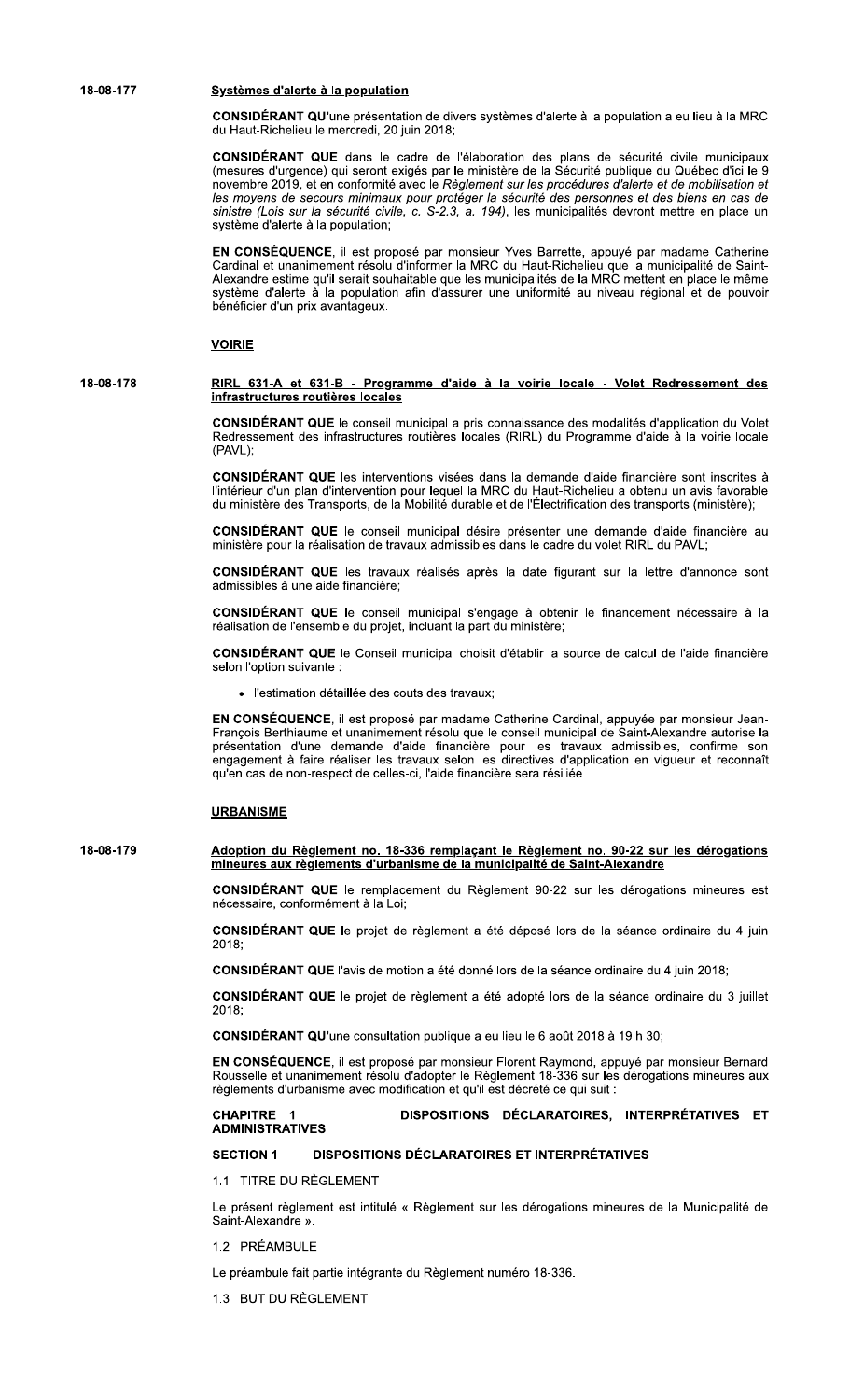**18-08-177** **Systèmes d'alerte à la population**

**CONSIDÉRANT QU'**une présentation de divers systèmes d'alerte à la population a eu lieu à la MRC du Haut-Richelieu le mercredi, 20 juin 2018;

**CONSIDÉRANT QUE** dans le cadre de l'élaboration des plans de sécurité civile municipaux (mesures d'urgence) qui seront exigés par le ministère de la Sécurité publique du Québec d'ici le 9 novembre 2019, et en conformité avec le *Règlement sur les procédures d'alerte et de mobilisation et les moyens de secours minimaux pour protéger la sécurité des personnes et des biens en cas de sinistre (Lois sur la sécurité civile, c. S-2.3, a. 194)*, les municipalités devront mettre en place un système d'alerte à la population;

**EN CONSÉQUENCE**, il est proposé par monsieur Yves Barrette, appuyé par madame Catherine Cardinal et unanimement résolu d'informer la MRC du Haut-Richelieu que la municipalité de Saint-Alexandre estime qu'il serait souhaitable que les municipalités de la MRC mettent en place le même système d'alerte à la population afin d'assurer une uniformité au niveau régional et de pouvoir bénéficier d'un prix avantageux.

## VOIRIE

**18-08-178** **RIRL 631-A et 631-B - Programme d'aide à la voirie locale - Volet Redressement des infrastructures routières locales**

**CONSIDÉRANT QUE** le conseil municipal a pris connaissance des modalités d'application du Volet Redressement des infrastructures routières locales (RIRL) du Programme d'aide à la voirie locale (PAVL);

**CONSIDÉRANT QUE** les interventions visées dans la demande d'aide financière sont inscrites à l'intérieur d'un plan d'intervention pour lequel la MRC du Haut-Richelieu a obtenu un avis favorable du ministère des Transports, de la Mobilité durable et de l'Électrification des transports (ministère);

**CONSIDÉRANT QUE** le conseil municipal désire présenter une demande d'aide financière au ministère pour la réalisation de travaux admissibles dans le cadre du volet RIRL du PAVL;

**CONSIDÉRANT QUE** les travaux réalisés après la date figurant sur la lettre d'annonce sont admissibles à une aide financière;

**CONSIDÉRANT QUE** le conseil municipal s'engage à obtenir le financement nécessaire à la réalisation de l'ensemble du projet, incluant la part du ministère;

**CONSIDÉRANT QUE** le Conseil municipal choisit d'établir la source de calcul de l'aide financière selon l'option suivante :

- l'estimation détaillée des couts des travaux;

**EN CONSÉQUENCE**, il est proposé par madame Catherine Cardinal, appuyée par monsieur Jean-François Berthiaume et unanimement résolu que le conseil municipal de Saint-Alexandre autorise la présentation d'une demande d'aide financière pour les travaux admissibles, confirme son engagement à faire réaliser les travaux selon les directives d'application en vigueur et reconnaît qu'en cas de non-respect de celles-ci, l'aide financière sera résiliée.

## URBANISME

**18-08-179** **Adoption du Règlement no. 18-336 remplaçant le Règlement no. 90-22 sur les dérogations mineures aux règlements d'urbanisme de la municipalité de Saint-Alexandre**

**CONSIDÉRANT QUE** le remplacement du Règlement 90-22 sur les dérogations mineures est nécessaire, conformément à la Loi;

**CONSIDÉRANT QUE** le projet de règlement a été déposé lors de la séance ordinaire du 4 juin 2018;

**CONSIDÉRANT QUE** l'avis de motion a été donné lors de la séance ordinaire du 4 juin 2018;

**CONSIDÉRANT QUE** le projet de règlement a été adopté lors de la séance ordinaire du 3 juillet 2018;

**CONSIDÉRANT QU'**une consultation publique a eu lieu le 6 août 2018 à 19 h 30;

**EN CONSÉQUENCE**, il est proposé par monsieur Florent Raymond, appuyé par monsieur Bernard Rousselle et unanimement résolu d'adopter le Règlement 18-336 sur les dérogations mineures aux règlements d'urbanisme avec modification et qu'il est décrété ce qui suit :

### CHAPITRE 1 DISPOSITIONS DÉCLARATOIRES, INTERPRÉTATIVES ET ADMINISTRATIVES

### SECTION 1 DISPOSITIONS DÉCLARATOIRES ET INTERPRÉTATIVES

1.1 TITRE DU RÈGLEMENT

Le présent règlement est intitulé « Règlement sur les dérogations mineures de la Municipalité de Saint-Alexandre ».

1.2 PRÉAMBULE

Le préambule fait partie intégrante du Règlement numéro 18-336.

1.3 BUT DU RÈGLEMENT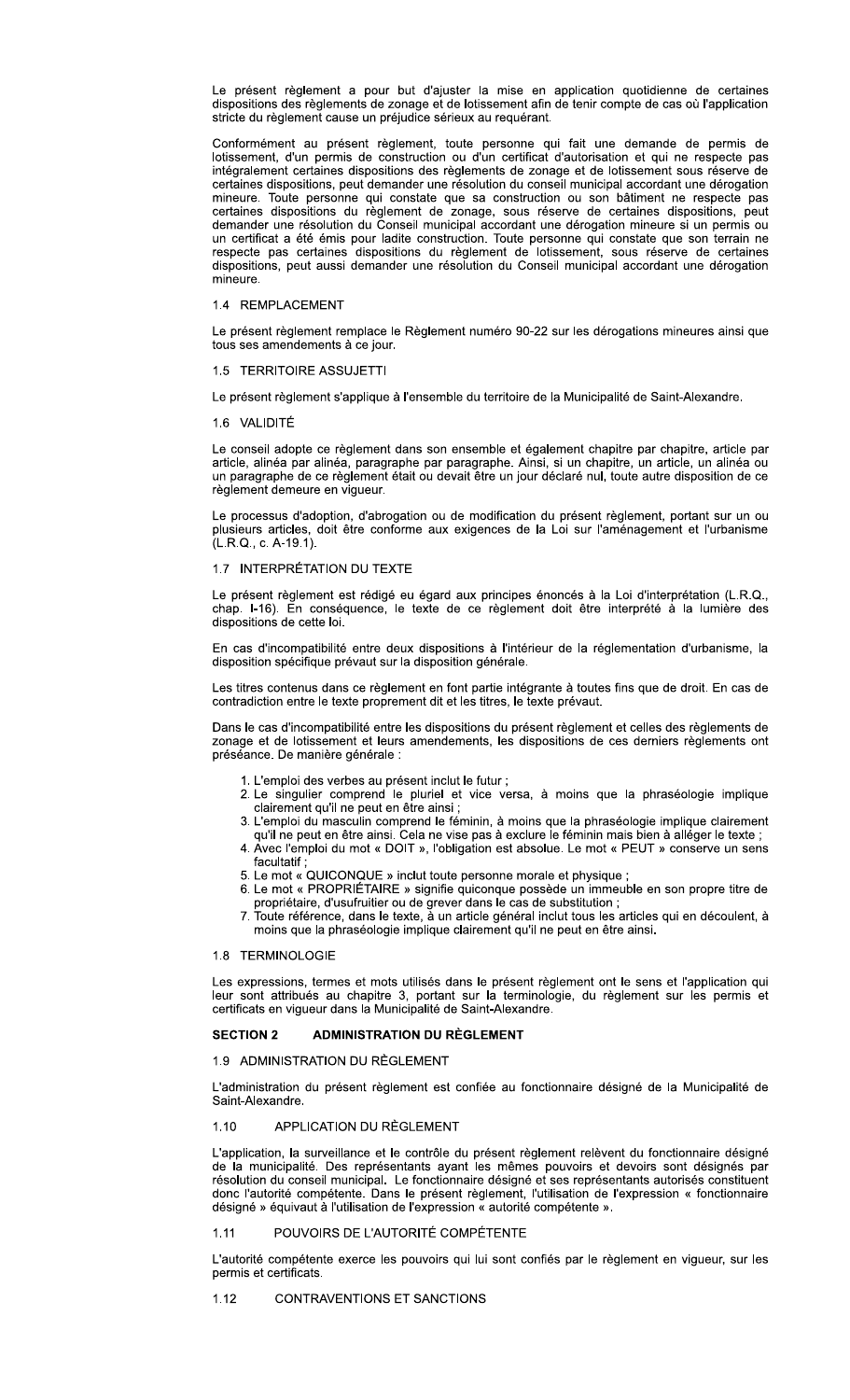Le présent règlement a pour but d'ajuster la mise en application quotidienne de certaines dispositions des règlements de zonage et de lotissement afin de tenir compte de cas où l'application stricte du règlement cause un préjudice sérieux au requérant.

Conformément au présent règlement, toute personne qui fait une demande de permis de lotissement, d'un permis de construction ou d'un certificat d'autorisation et qui ne respecte pas intégralement certaines dispositions des règlements de zonage et de lotissement sous réserve de certaines dispositions, peut demander une résolution du conseil municipal accordant une dérogation mineure. Toute personne qui constate que sa construction ou son bâtiment ne respecte pas certaines dispositions du règlement de zonage, sous réserve de certaines dispositions, peut demander une résolution du Conseil municipal accordant une dérogation mineure si un permis ou un certificat a été émis pour ladite construction. Toute personne qui constate que son terrain ne respecte pas certaines dispositions du règlement de lotissement, sous réserve de certaines dispositions, peut aussi demander une résolution du Conseil municipal accordant une dérogation mineure.

### 1.4 REMPLACEMENT

Le présent règlement remplace le Règlement numéro 90-22 sur les dérogations mineures ainsi que tous ses amendements à ce jour.

### 1.5 TERRITOIRE ASSUJETTI

Le présent règlement s'applique à l'ensemble du territoire de la Municipalité de Saint-Alexandre.

### 1.6 VALIDITÉ

Le conseil adopte ce règlement dans son ensemble et également chapitre par chapitre, article par article, alinéa par alinéa, paragraphe par paragraphe. Ainsi, si un chapitre, un article, un alinéa ou un paragraphe de ce règlement était ou devait être un jour déclaré nul, toute autre disposition de ce règlement demeure en vigueur.

Le processus d'adoption, d'abrogation ou de modification du présent règlement, portant sur un ou plusieurs articles, doit être conforme aux exigences de la Loi sur l'aménagement et l'urbanisme (L.R.Q., c. A-19.1).

### 1.7 INTERPRÉTATION DU TEXTE

Le présent règlement est rédigé eu égard aux principes énoncés à la Loi d'interprétation (L.R.Q., chap. I-16). En conséquence, le texte de ce règlement doit être interprété à la lumière des dispositions de cette loi.

En cas d'incompatibilité entre deux dispositions à l'intérieur de la réglementation d'urbanisme, la disposition spécifique prévaut sur la disposition générale.

Les titres contenus dans ce règlement en font partie intégrante à toutes fins que de droit. En cas de contradiction entre le texte proprement dit et les titres, le texte prévaut.

Dans le cas d'incompatibilité entre les dispositions du présent règlement et celles des règlements de zonage et de lotissement et leurs amendements, les dispositions de ces derniers règlements ont préséance. De manière générale :

1. L'emploi des verbes au présent inclut le futur ;
2. Le singulier comprend le pluriel et vice versa, à moins que la phraséologie implique clairement qu'il ne peut en être ainsi ;
3. L'emploi du masculin comprend le féminin, à moins que la phraséologie implique clairement qu'il ne peut en être ainsi. Cela ne vise pas à exclure le féminin mais bien à alléger le texte ;
4. Avec l'emploi du mot « DOIT », l'obligation est absolue. Le mot « PEUT » conserve un sens facultatif ;
5. Le mot « QUICONQUE » inclut toute personne morale et physique ;
6. Le mot « PROPRIÉTAIRE » signifie quiconque possède un immeuble en son propre titre de propriétaire, d'usufruitier ou de grever dans le cas de substitution ;
7. Toute référence, dans le texte, à un article général inclut tous les articles qui en découlent, à moins que la phraséologie implique clairement qu'il ne peut en être ainsi.

### 1.8 TERMINOLOGIE

Les expressions, termes et mots utilisés dans le présent règlement ont le sens et l'application qui leur sont attribués au chapitre 3, portant sur la terminologie, du règlement sur les permis et certificats en vigueur dans la Municipalité de Saint-Alexandre.

## SECTION 2 ADMINISTRATION DU RÈGLEMENT

### 1.9 ADMINISTRATION DU RÈGLEMENT

L'administration du présent règlement est confiée au fonctionnaire désigné de la Municipalité de Saint-Alexandre.

### 1.10 APPLICATION DU RÈGLEMENT

L'application, la surveillance et le contrôle du présent règlement relèvent du fonctionnaire désigné de la municipalité. Des représentants ayant les mêmes pouvoirs et devoirs sont désignés par résolution du conseil municipal. Le fonctionnaire désigné et ses représentants autorisés constituent donc l'autorité compétente. Dans le présent règlement, l'utilisation de l'expression « fonctionnaire désigné » équivaut à l'utilisation de l'expression « autorité compétente ».

### 1.11 POUVOIRS DE L'AUTORITÉ COMPÉTENTE

L'autorité compétente exerce les pouvoirs qui lui sont confiés par le règlement en vigueur, sur les permis et certificats.

### 1.12 CONTRAVENTIONS ET SANCTIONS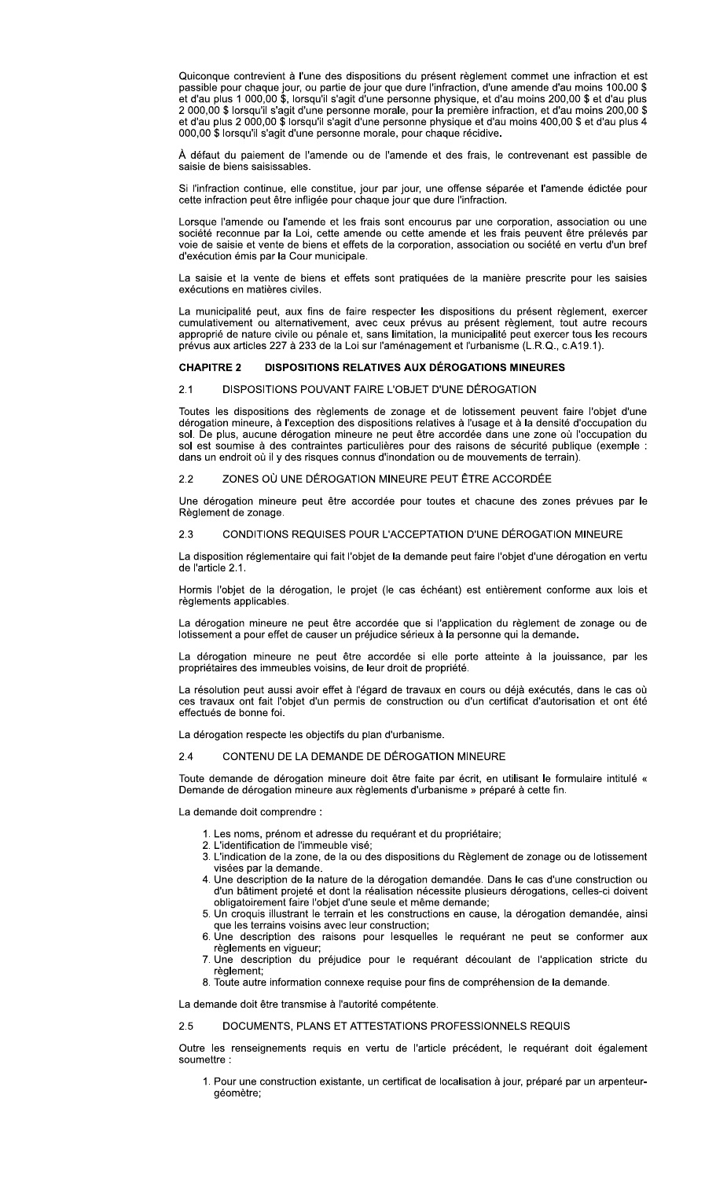Quiconque contrevient à l'une des dispositions du présent règlement commet une infraction et est passible pour chaque jour, ou partie de jour que dure l'infraction, d'une amende d'au moins 100.00 $ et d'au plus 1 000,00 $, lorsqu'il s'agit d'une personne physique, et d'au moins 200,00 $ et d'au plus 2 000,00 $ lorsqu'il s'agit d'une personne morale, pour la première infraction, et d'au moins 200,00 $ et d'au plus 2 000,00 $ lorsqu'il s'agit d'une personne physique et d'au moins 400,00 $ et d'au plus 4 000,00 $ lorsqu'il s'agit d'une personne morale, pour chaque récidive.

À défaut du paiement de l'amende ou de l'amende et des frais, le contrevenant est passible de saisie de biens saisissables.

Si l'infraction continue, elle constitue, jour par jour, une offense séparée et l'amende édictée pour cette infraction peut être infligée pour chaque jour que dure l'infraction.

Lorsque l'amende ou l'amende et les frais sont encourus par une corporation, association ou une société reconnue par la Loi, cette amende ou cette amende et les frais peuvent être prélevés par voie de saisie et vente de biens et effets de la corporation, association ou société en vertu d'un bref d'exécution émis par la Cour municipale.

La saisie et la vente de biens et effets sont pratiquées de la manière prescrite pour les saisies exécutions en matières civiles.

La municipalité peut, aux fins de faire respecter les dispositions du présent règlement, exercer cumulativement ou alternativement, avec ceux prévus au présent règlement, tout autre recours approprié de nature civile ou pénale et, sans limitation, la municipalité peut exercer tous les recours prévus aux articles 227 à 233 de la Loi sur l'aménagement et l'urbanisme (L.R.Q., c.A19.1).

## CHAPITRE 2 DISPOSITIONS RELATIVES AUX DÉROGATIONS MINEURES

### 2.1 DISPOSITIONS POUVANT FAIRE L'OBJET D'UNE DÉROGATION

Toutes les dispositions des règlements de zonage et de lotissement peuvent faire l'objet d'une dérogation mineure, à l'exception des dispositions relatives à l'usage et à la densité d'occupation du sol. De plus, aucune dérogation mineure ne peut être accordée dans une zone où l'occupation du sol est soumise à des contraintes particulières pour des raisons de sécurité publique (exemple : dans un endroit où il y des risques connus d'inondation ou de mouvements de terrain).

### 2.2 ZONES OÙ UNE DÉROGATION MINEURE PEUT ÊTRE ACCORDÉE

Une dérogation mineure peut être accordée pour toutes et chacune des zones prévues par le Règlement de zonage.

### 2.3 CONDITIONS REQUISES POUR L'ACCEPTATION D'UNE DÉROGATION MINEURE

La disposition réglementaire qui fait l'objet de la demande peut faire l'objet d'une dérogation en vertu de l'article 2.1.

Hormis l'objet de la dérogation, le projet (le cas échéant) est entièrement conforme aux lois et règlements applicables.

La dérogation mineure ne peut être accordée que si l'application du règlement de zonage ou de lotissement a pour effet de causer un préjudice sérieux à la personne qui la demande.

La dérogation mineure ne peut être accordée si elle porte atteinte à la jouissance, par les propriétaires des immeubles voisins, de leur droit de propriété.

La résolution peut aussi avoir effet à l'égard de travaux en cours ou déjà exécutés, dans le cas où ces travaux ont fait l'objet d'un permis de construction ou d'un certificat d'autorisation et ont été effectués de bonne foi.

La dérogation respecte les objectifs du plan d'urbanisme.

### 2.4 CONTENU DE LA DEMANDE DE DÉROGATION MINEURE

Toute demande de dérogation mineure doit être faite par écrit, en utilisant le formulaire intitulé « Demande de dérogation mineure aux règlements d'urbanisme » préparé à cette fin.

La demande doit comprendre :

1. Les noms, prénom et adresse du requérant et du propriétaire;
2. L'identification de l'immeuble visé;
3. L'indication de la zone, de la ou des dispositions du Règlement de zonage ou de lotissement visées par la demande.
4. Une description de la nature de la dérogation demandée. Dans le cas d'une construction ou d'un bâtiment projeté et dont la réalisation nécessite plusieurs dérogations, celles-ci doivent obligatoirement faire l'objet d'une seule et même demande;
5. Un croquis illustrant le terrain et les constructions en cause, la dérogation demandée, ainsi que les terrains voisins avec leur construction;
6. Une description des raisons pour lesquelles le requérant ne peut se conformer aux règlements en vigueur;
7. Une description du préjudice pour le requérant découlant de l'application stricte du règlement;
8. Toute autre information connexe requise pour fins de compréhension de la demande.

La demande doit être transmise à l'autorité compétente.

### 2.5 DOCUMENTS, PLANS ET ATTESTATIONS PROFESSIONNELS REQUIS

Outre les renseignements requis en vertu de l'article précédent, le requérant doit également soumettre :

1. Pour une construction existante, un certificat de localisation à jour, préparé par un arpenteur-géomètre;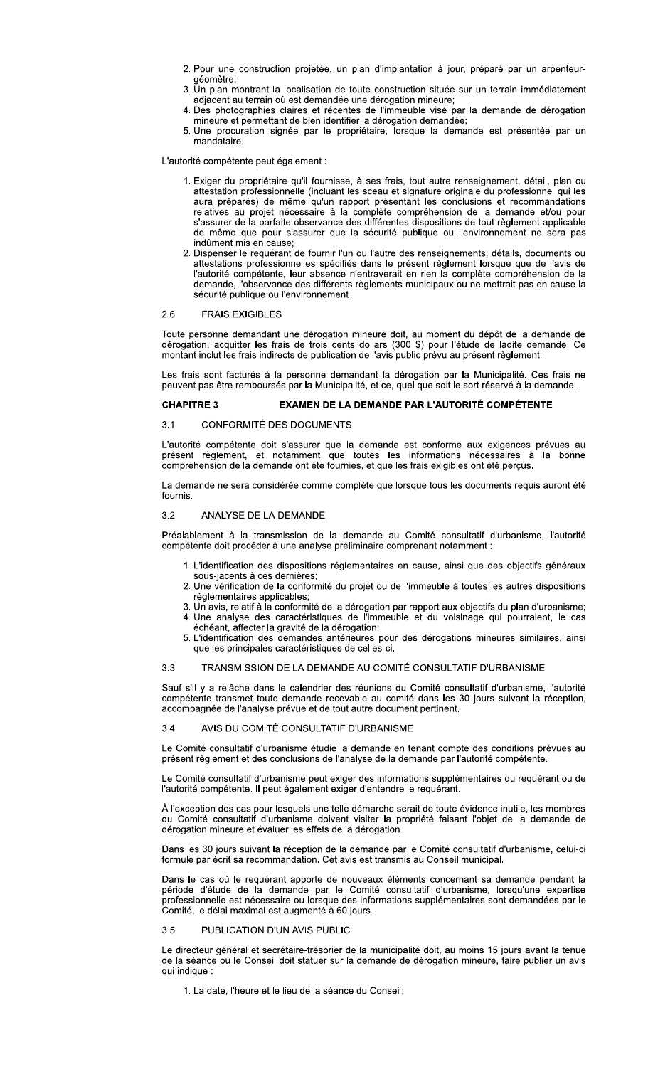2. Pour une construction projetée, un plan d'implantation à jour, préparé par un arpenteur-géomètre;
3. Un plan montrant la localisation de toute construction située sur un terrain immédiatement adjacent au terrain où est demandée une dérogation mineure;
4. Des photographies claires et récentes de l'immeuble visé par la demande de dérogation mineure et permettant de bien identifier la dérogation demandée;
5. Une procuration signée par le propriétaire, lorsque la demande est présentée par un mandataire.

L'autorité compétente peut également :

1. Exiger du propriétaire qu'il fournisse, à ses frais, tout autre renseignement, détail, plan ou attestation professionnelle (incluant les sceau et signature originale du professionnel qui les aura préparés) de même qu'un rapport présentant les conclusions et recommandations relatives au projet nécessaire à la complète compréhension de la demande et/ou pour s'assurer de la parfaite observance des différentes dispositions de tout règlement applicable de même que pour s'assurer que la sécurité publique ou l'environnement ne sera pas indûment mis en cause;
2. Dispenser le requérant de fournir l'un ou l'autre des renseignements, détails, documents ou attestations professionnelles spécifiés dans le présent règlement lorsque que de l'avis de l'autorité compétente, leur absence n'entraverait en rien la complète compréhension de la demande, l'observance des différents règlements municipaux ou ne mettrait pas en cause la sécurité publique ou l'environnement.

### 2.6 FRAIS EXIGIBLES

Toute personne demandant une dérogation mineure doit, au moment du dépôt de la demande de dérogation, acquitter les frais de trois cents dollars (300 $) pour l'étude de ladite demande. Ce montant inclut les frais indirects de publication de l'avis public prévu au présent règlement.

Les frais sont facturés à la personne demandant la dérogation par la Municipalité. Ces frais ne peuvent pas être remboursés par la Municipalité, et ce, quel que soit le sort réservé à la demande.

## CHAPITRE 3 EXAMEN DE LA DEMANDE PAR L'AUTORITÉ COMPÉTENTE

### 3.1 CONFORMITÉ DES DOCUMENTS

L'autorité compétente doit s'assurer que la demande est conforme aux exigences prévues au présent règlement, et notamment que toutes les informations nécessaires à la bonne compréhension de la demande ont été fournies, et que les frais exigibles ont été perçus.

La demande ne sera considérée comme complète que lorsque tous les documents requis auront été fournis.

### 3.2 ANALYSE DE LA DEMANDE

Préalablement à la transmission de la demande au Comité consultatif d'urbanisme, l'autorité compétente doit procéder à une analyse préliminaire comprenant notamment :

1. L'identification des dispositions réglementaires en cause, ainsi que des objectifs généraux sous-jacents à ces dernières;
2. Une vérification de la conformité du projet ou de l'immeuble à toutes les autres dispositions réglementaires applicables;
3. Un avis, relatif à la conformité de la dérogation par rapport aux objectifs du plan d'urbanisme;
4. Une analyse des caractéristiques de l'immeuble et du voisinage qui pourraient, le cas échéant, affecter la gravité de la dérogation;
5. L'identification des demandes antérieures pour des dérogations mineures similaires, ainsi que les principales caractéristiques de celles-ci.

### 3.3 TRANSMISSION DE LA DEMANDE AU COMITÉ CONSULTATIF D'URBANISME

Sauf s'il y a relâche dans le calendrier des réunions du Comité consultatif d'urbanisme, l'autorité compétente transmet toute demande recevable au comité dans les 30 jours suivant la réception, accompagnée de l'analyse prévue et de tout autre document pertinent.

### 3.4 AVIS DU COMITÉ CONSULTATIF D'URBANISME

Le Comité consultatif d'urbanisme étudie la demande en tenant compte des conditions prévues au présent règlement et des conclusions de l'analyse de la demande par l'autorité compétente.

Le Comité consultatif d'urbanisme peut exiger des informations supplémentaires du requérant ou de l'autorité compétente. Il peut également exiger d'entendre le requérant.

À l'exception des cas pour lesquels une telle démarche serait de toute évidence inutile, les membres du Comité consultatif d'urbanisme doivent visiter la propriété faisant l'objet de la demande de dérogation mineure et évaluer les effets de la dérogation.

Dans les 30 jours suivant la réception de la demande par le Comité consultatif d'urbanisme, celui-ci formule par écrit sa recommandation. Cet avis est transmis au Conseil municipal.

Dans le cas où le requérant apporte de nouveaux éléments concernant sa demande pendant la période d'étude de la demande par le Comité consultatif d'urbanisme, lorsqu'une expertise professionnelle est nécessaire ou lorsque des informations supplémentaires sont demandées par le Comité, le délai maximal est augmenté à 60 jours.

### 3.5 PUBLICATION D'UN AVIS PUBLIC

Le directeur général et secrétaire-trésorier de la municipalité doit, au moins 15 jours avant la tenue de la séance où le Conseil doit statuer sur la demande de dérogation mineure, faire publier un avis qui indique :

1. La date, l'heure et le lieu de la séance du Conseil;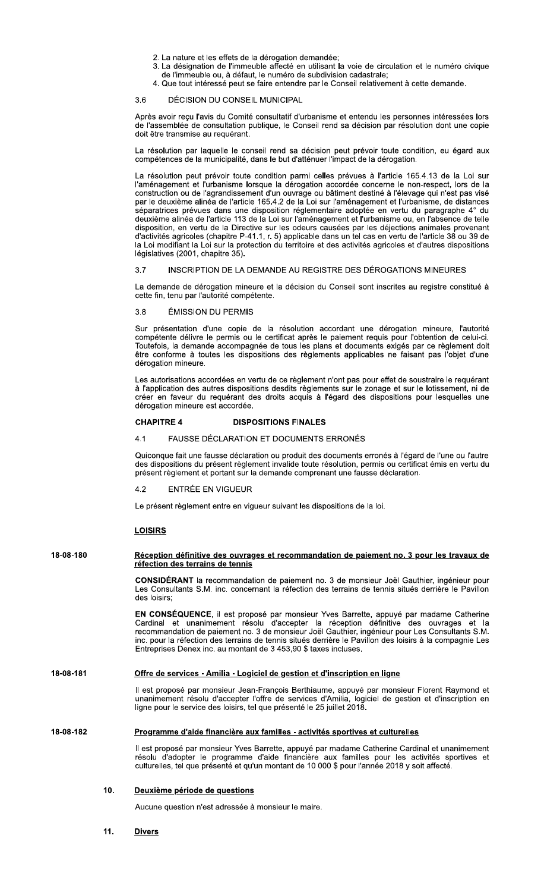2. La nature et les effets de la dérogation demandée;
3. La désignation de l'immeuble affecté en utilisant la voie de circulation et le numéro civique de l'immeuble ou, à défaut, le numéro de subdivision cadastrale;
4. Que tout intéressé peut se faire entendre par le Conseil relativement à cette demande.

3.6 DÉCISION DU CONSEIL MUNICIPAL

Après avoir reçu l'avis du Comité consultatif d'urbanisme et entendu les personnes intéressées lors de l'assemblée de consultation publique, le Conseil rend sa décision par résolution dont une copie doit être transmise au requérant.

La résolution par laquelle le conseil rend sa décision peut prévoir toute condition, eu égard aux compétences de la municipalité, dans le but d'atténuer l'impact de la dérogation.

La résolution peut prévoir toute condition parmi celles prévues à l'article 165.4.13 de la Loi sur l'aménagement et l'urbanisme lorsque la dérogation accordée concerne le non-respect, lors de la construction ou de l'agrandissement d'un ouvrage ou bâtiment destiné à l'élevage qui n'est pas visé par le deuxième alinéa de l'article 165.4.2 de la Loi sur l'aménagement et l'urbanisme, de distances séparatrices prévues dans une disposition réglementaire adoptée en vertu du paragraphe 4° du deuxième alinéa de l'article 113 de la Loi sur l'aménagement et l'urbanisme ou, en l'absence de telle disposition, en vertu de la Directive sur les odeurs causées par les déjections animales provenant d'activités agricoles (chapitre P-41.1, r. 5) applicable dans un tel cas en vertu de l'article 38 ou 39 de la Loi modifiant la Loi sur la protection du territoire et des activités agricoles et d'autres dispositions législatives (2001, chapitre 35).

3.7 INSCRIPTION DE LA DEMANDE AU REGISTRE DES DÉROGATIONS MINEURES

La demande de dérogation mineure et la décision du Conseil sont inscrites au registre constitué à cette fin, tenu par l'autorité compétente.

3.8 ÉMISSION DU PERMIS

Sur présentation d'une copie de la résolution accordant une dérogation mineure, l'autorité compétente délivre le permis ou le certificat après le paiement requis pour l'obtention de celui-ci. Toutefois, la demande accompagnée de tous les plans et documents exigés par ce règlement doit être conforme à toutes les dispositions des règlements applicables ne faisant pas l'objet d'une dérogation mineure.

Les autorisations accordées en vertu de ce règlement n'ont pas pour effet de soustraire le requérant à l'application des autres dispositions desdits règlements sur le zonage et sur le lotissement, ni de créer en faveur du requérant des droits acquis à l'égard des dispositions pour lesquelles une dérogation mineure est accordée.

**CHAPITRE 4 DISPOSITIONS FINALES**

4.1 FAUSSE DÉCLARATION ET DOCUMENTS ERRONÉS

Quiconque fait une fausse déclaration ou produit des documents erronés à l'égard de l'une ou l'autre des dispositions du présent règlement invalide toute résolution, permis ou certificat émis en vertu du présent règlement et portant sur la demande comprenant une fausse déclaration.

4.2 ENTRÉE EN VIGUEUR

Le présent règlement entre en vigueur suivant les dispositions de la loi.

**LOISIRS**

18-08-180 **Réception définitive des ouvrages et recommandation de paiement no. 3 pour les travaux de réfection des terrains de tennis**

**CONSIDÉRANT** la recommandation de paiement no. 3 de monsieur Joël Gauthier, ingénieur pour Les Consultants S.M. inc. concernant la réfection des terrains de tennis situés derrière le Pavillon des loisirs;

**EN CONSÉQUENCE**, il est proposé par monsieur Yves Barrette, appuyé par madame Catherine Cardinal et unanimement résolu d'accepter la réception définitive des ouvrages et la recommandation de paiement no. 3 de monsieur Joël Gauthier, ingénieur pour Les Consultants S.M. inc. pour la réfection des terrains de tennis situés derrière le Pavillon des loisirs à la compagnie Les Entreprises Denex inc. au montant de 3 453,90 $ taxes incluses.

18-08-181 **Offre de services - Amilia - Logiciel de gestion et d'inscription en ligne**

Il est proposé par monsieur Jean-François Berthiaume, appuyé par monsieur Florent Raymond et unanimement résolu d'accepter l'offre de services d'Amilia, logiciel de gestion et d'inscription en ligne pour le service des loisirs, tel que présenté le 25 juillet 2018.

18-08-182 **Programme d'aide financière aux familles - activités sportives et culturelles**

Il est proposé par monsieur Yves Barrette, appuyé par madame Catherine Cardinal et unanimement résolu d'adopter le programme d'aide financière aux familles pour les activités sportives et culturelles, tel que présenté et qu'un montant de 10 000 $ pour l'année 2018 y soit affecté.

10. **Deuxième période de questions**

Aucune question n'est adressée à monsieur le maire.

11. **Divers**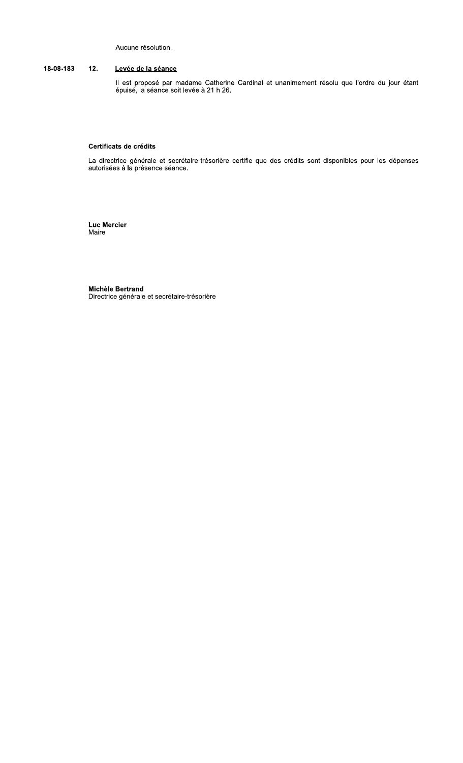Aucune résolution.

**18-08-183** **12.** **<u>Levée de la séance</u>**

Il est proposé par madame Catherine Cardinal et unanimement résolu que l'ordre du jour étant épuisé, la séance soit levée à 21 h 26.

**Certificats de crédits**

La directrice générale et secrétaire-trésorière certifie que des crédits sont disponibles pour les dépenses autorisées à la présence séance.

**Luc Mercier**
Maire

**Michèle Bertrand**
Directrice générale et secrétaire-trésorière